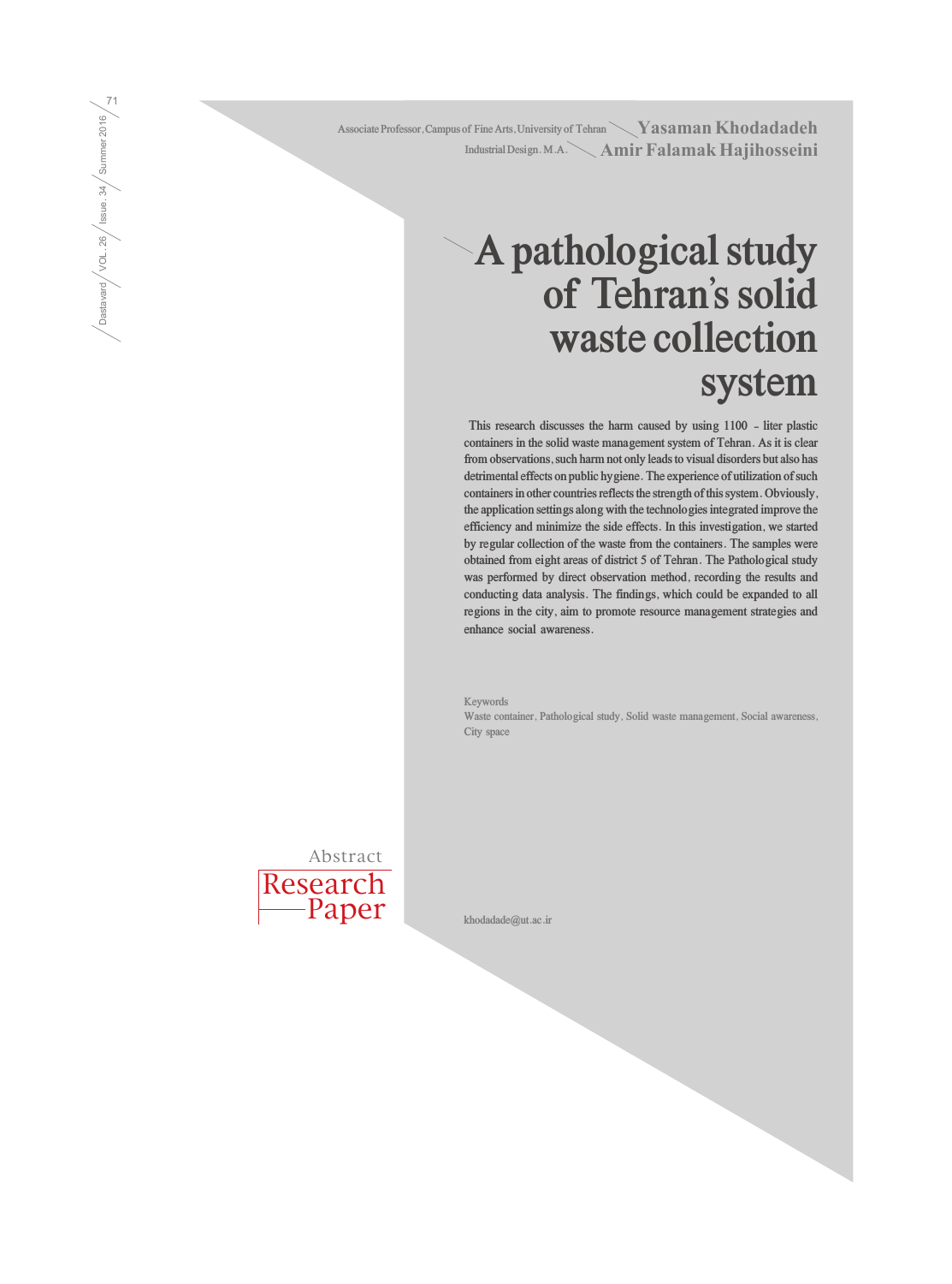Yasaman Khodadadeh — Associate Professor, Campus of Fine Arts, University of Tehran

Amir Falamak Hajihosseini — Industrial Design. M.A.

# A pathological study of Tehran's solid waste collection system

This research discusses the harm caused by using 1100 - liter plastic containers in the solid waste management system of Tehran. As it is clear from observations, such harm not only leads to visual disorders but also has detrimental effects on public hygiene. The experience of utilization of such containers in other countries reflects the strength of this system. Obviously, the application settings along with the technologies integrated improve the efficiency and minimize the side effects. In this investigation, we started by regular collection of the waste from the containers. The samples were obtained from eight areas of district 5 of Tehran. The Pathological study was performed by direct observation method, recording the results and conducting data analysis. The findings, which could be expanded to all regions in the city, aim to promote resource management strategies and enhance social awareness.

Keywords

Waste container, Pathological study, Solid waste management, Social awareness, City space

Abstract

Research Paper

khodadade@ut.ac.ir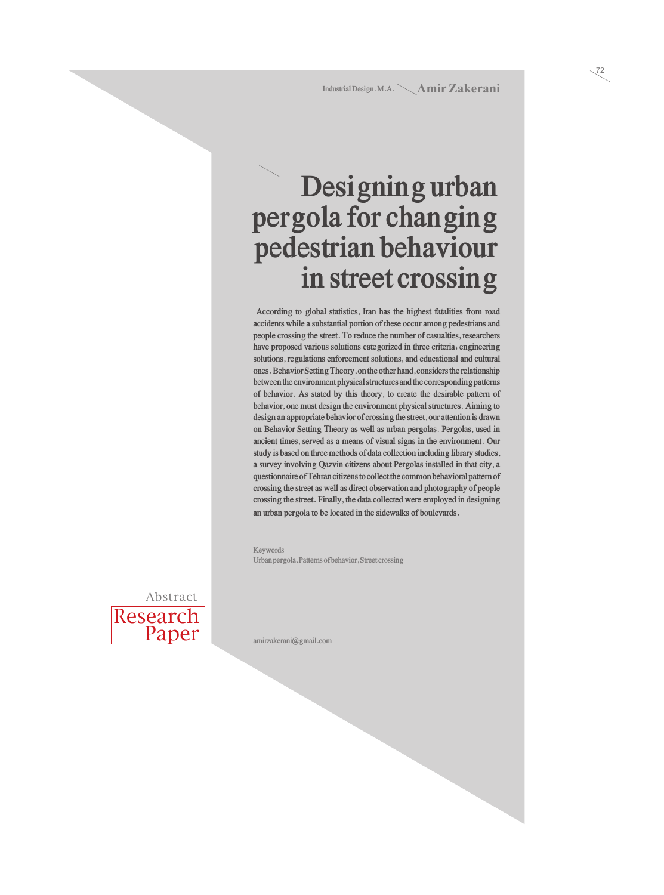Industrial Design. M.A. **Amir Zakerani**

# Designing urban pergola for changing pedestrian behaviour in street crossing

According to global statistics, Iran has the highest fatalities from road accidents while a substantial portion of these occur among pedestrians and people crossing the street. To reduce the number of casualties, researchers have proposed various solutions categorized in three criteria: engineering solutions, regulations enforcement solutions, and educational and cultural ones. Behavior Setting Theory, on the other hand, considers the relationship between the environment physical structures and the corresponding patterns of behavior. As stated by this theory, to create the desirable pattern of behavior, one must design the environment physical structures. Aiming to design an appropriate behavior of crossing the street, our attention is drawn on Behavior Setting Theory as well as urban pergolas. Pergolas, used in ancient times, served as a means of visual signs in the environment. Our study is based on three methods of data collection including library studies, a survey involving Qazvin citizens about Pergolas installed in that city, a questionnaire of Tehran citizens to collect the common behavioral pattern of crossing the street as well as direct observation and photography of people crossing the street. Finally, the data collected were employed in designing an urban pergola to be located in the sidewalks of boulevards.

Keywords
Urban pergola, Patterns of behavior, Street crossing

Abstract
Research Paper

amirzakerani@gmail.com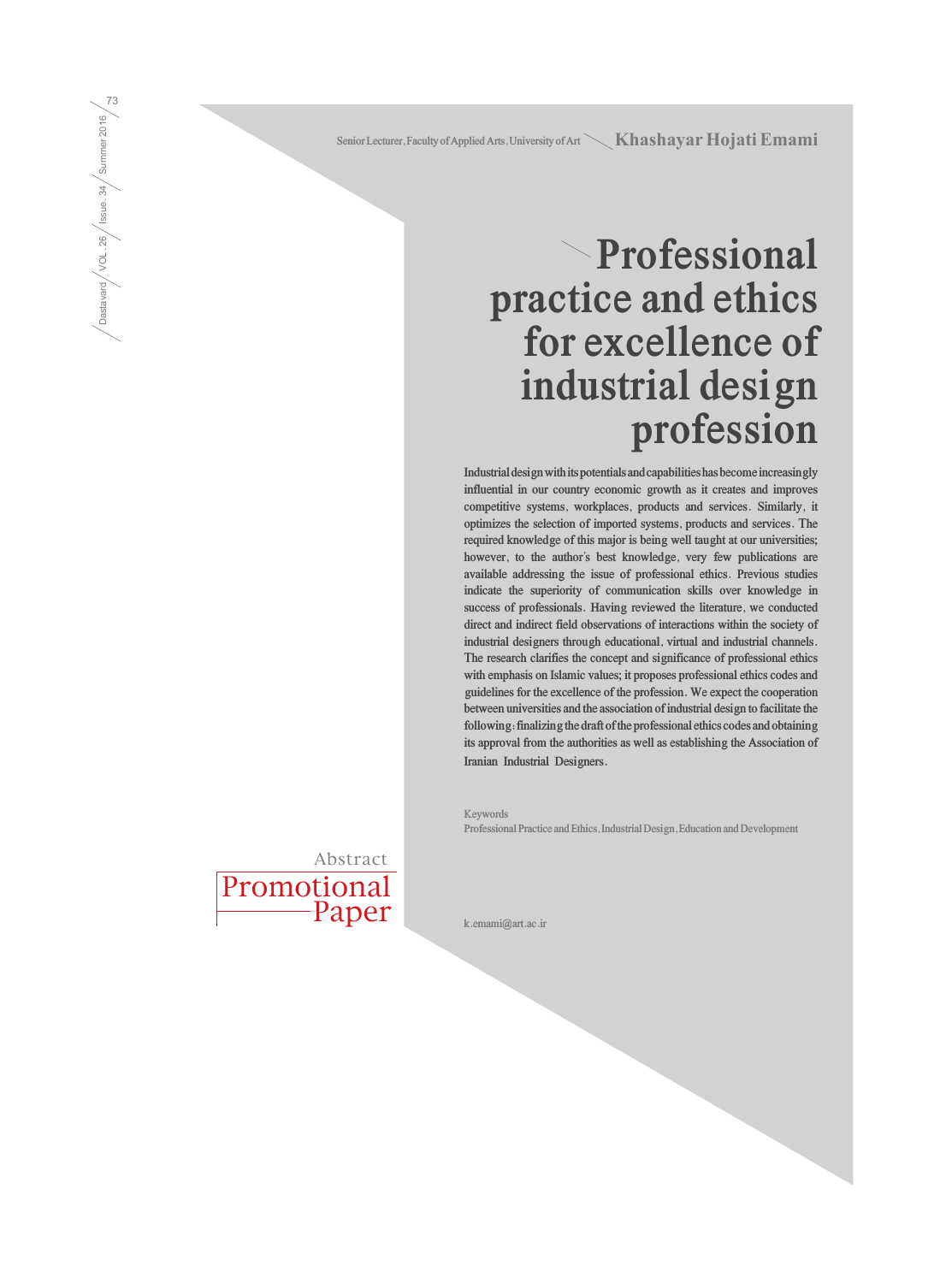Senior Lecturer, Faculty of Applied Arts, University of Art — **Khashayar Hojati Emami**

# Professional practice and ethics for excellence of industrial design profession

Industrial design with its potentials and capabilities has become increasingly influential in our country economic growth as it creates and improves competitive systems, workplaces, products and services. Similarly, it optimizes the selection of imported systems, products and services. The required knowledge of this major is being well taught at our universities; however, to the author's best knowledge, very few publications are available addressing the issue of professional ethics. Previous studies indicate the superiority of communication skills over knowledge in success of professionals. Having reviewed the literature, we conducted direct and indirect field observations of interactions within the society of industrial designers through educational, virtual and industrial channels. The research clarifies the concept and significance of professional ethics with emphasis on Islamic values; it proposes professional ethics codes and guidelines for the excellence of the profession. We expect the cooperation between universities and the association of industrial design to facilitate the following: finalizing the draft of the professional ethics codes and obtaining its approval from the authorities as well as establishing the Association of Iranian Industrial Designers.

Keywords
Professional Practice and Ethics, Industrial Design, Education and Development

Abstract
Promotional Paper

k.emami@art.ac.ir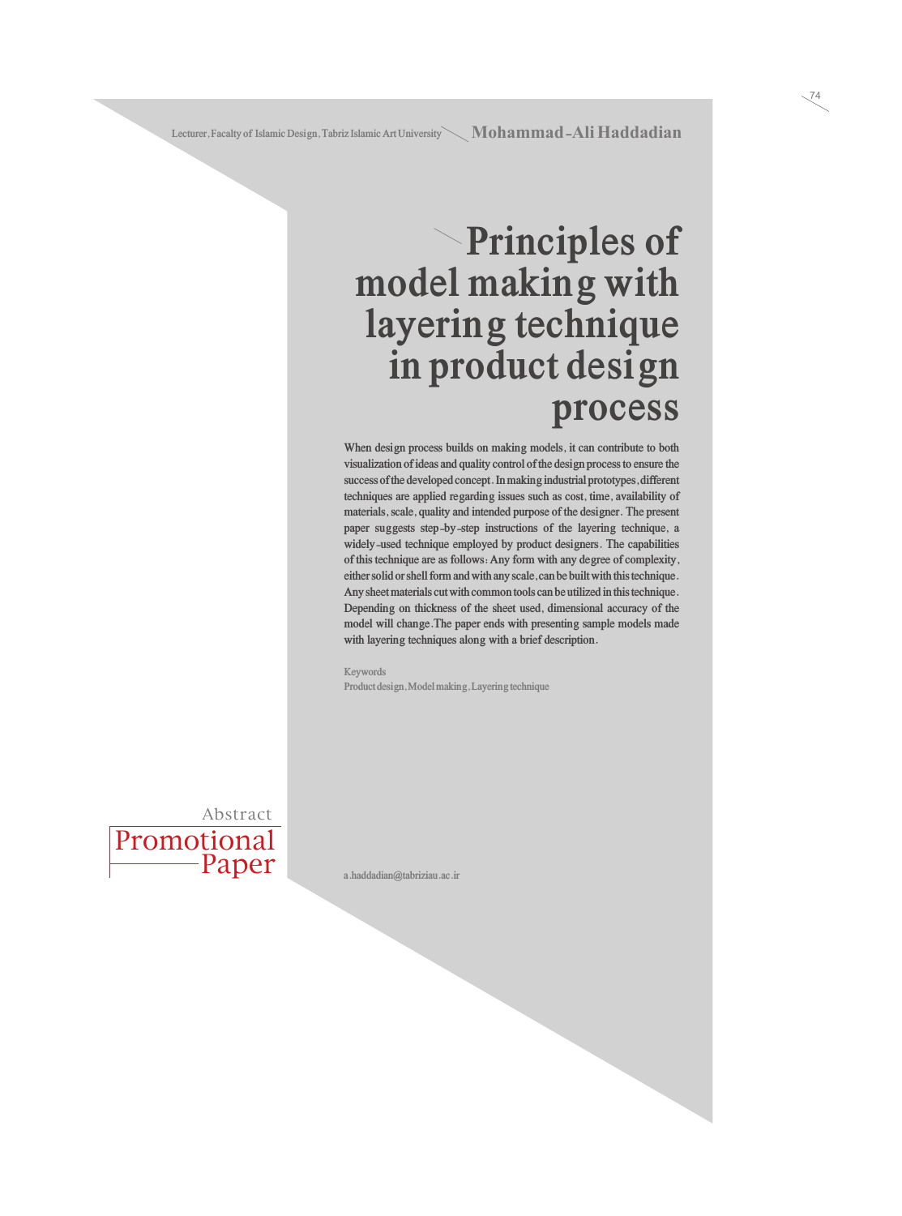Lecturer, Facalty of Islamic Design, Tabriz Islamic Art University **Mohammad-Ali Haddadian**

# Principles of model making with layering technique in product design process

When design process builds on making models, it can contribute to both visualization of ideas and quality control of the design process to ensure the success of the developed concept. In making industrial prototypes, different techniques are applied regarding issues such as cost, time, availability of materials, scale, quality and intended purpose of the designer. The present paper suggests step-by-step instructions of the layering technique, a widely-used technique employed by product designers. The capabilities of this technique are as follows: Any form with any degree of complexity, either solid or shell form and with any scale, can be built with this technique. Any sheet materials cut with common tools can be utilized in this technique. Depending on thickness of the sheet used, dimensional accuracy of the model will change. The paper ends with presenting sample models made with layering techniques along with a brief description.

Keywords
Product design, Model making, Layering technique

Abstract
Promotional Paper

a.haddadian@tabriziau.ac.ir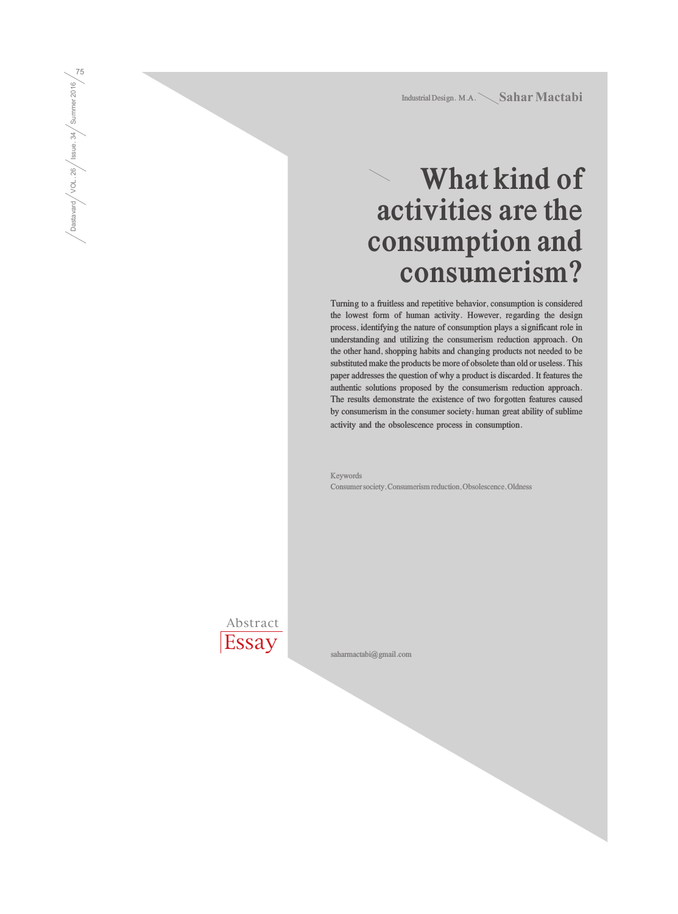Industrial Design. M.A. **Sahar Mactabi**

# What kind of activities are the consumption and consumerism?

Turning to a fruitless and repetitive behavior, consumption is considered the lowest form of human activity. However, regarding the design process, identifying the nature of consumption plays a significant role in understanding and utilizing the consumerism reduction approach. On the other hand, shopping habits and changing products not needed to be substituted make the products be more of obsolete than old or useless. This paper addresses the question of why a product is discarded. It features the authentic solutions proposed by the consumerism reduction approach. The results demonstrate the existence of two forgotten features caused by consumerism in the consumer society: human great ability of sublime activity and the obsolescence process in consumption.

Keywords

Consumer society, Consumerism reduction, Obsolescence, Oldness

Abstract

Essay

saharmactabi@gmail.com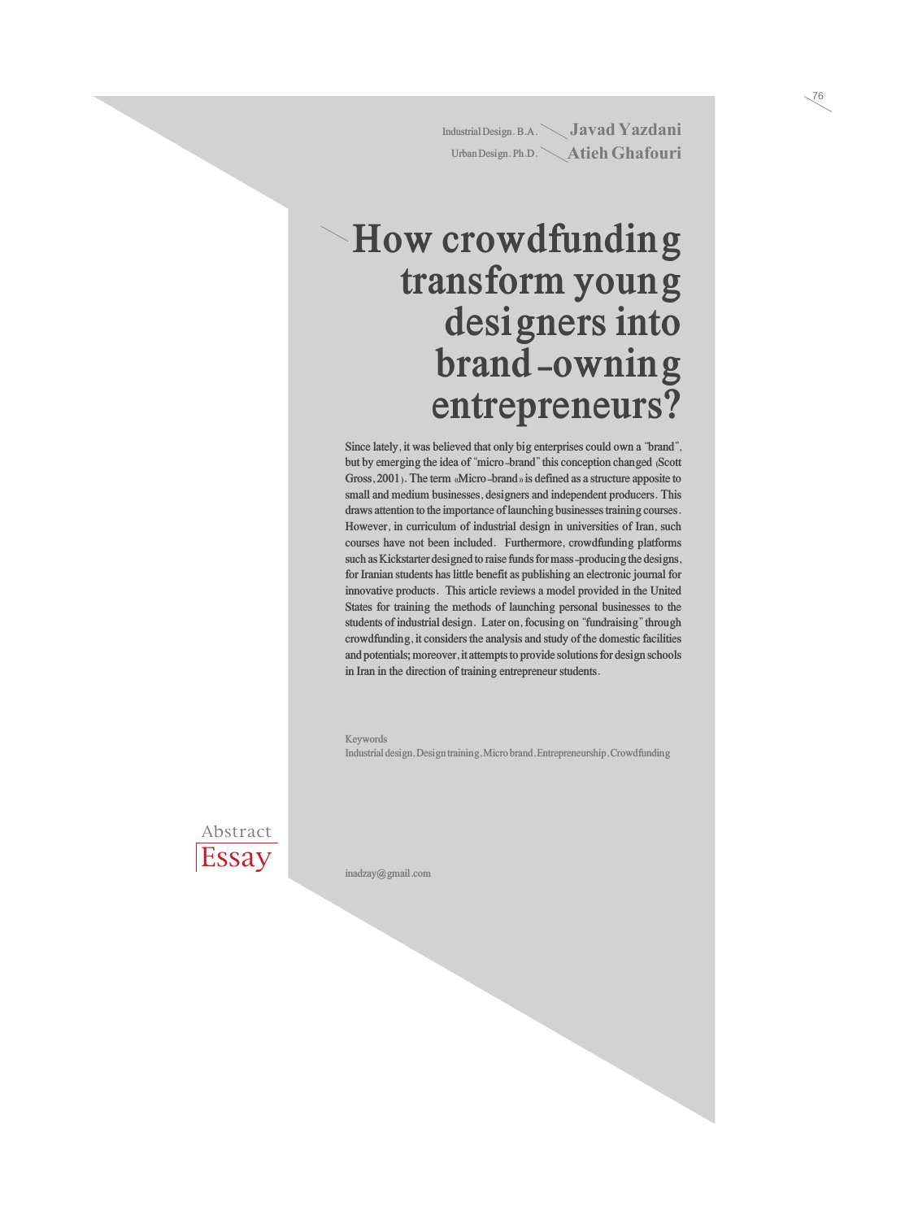Industrial Design. B.A. — **Javad Yazdani**

Urban Design. Ph.D. — **Atieh Ghafouri**

# How crowdfunding transform young designers into brand-owning entrepreneurs?

Since lately, it was believed that only big enterprises could own a "brand", but by emerging the idea of "micro-brand" this conception changed (Scott Gross, 2001). The term «Micro-brand» is defined as a structure apposite to small and medium businesses, designers and independent producers. This draws attention to the importance of launching businesses training courses. However, in curriculum of industrial design in universities of Iran, such courses have not been included. Furthermore, crowdfunding platforms such as Kickstarter designed to raise funds for mass-producing the designs, for Iranian students has little benefit as publishing an electronic journal for innovative products. This article reviews a model provided in the United States for training the methods of launching personal businesses to the students of industrial design. Later on, focusing on "fundraising" through crowdfunding, it considers the analysis and study of the domestic facilities and potentials; moreover, it attempts to provide solutions for design schools in Iran in the direction of training entrepreneur students.

Keywords

Industrial design, Design training, Micro brand, Entrepreneurship, Crowdfunding

Abstract

Essay

inadzay@gmail.com